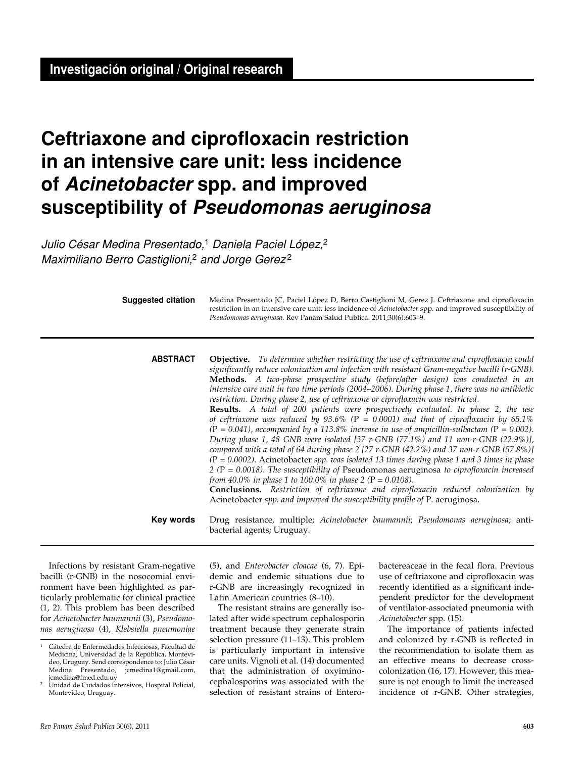**Investigación original / Original research**

# Ceftriaxone and ciprofloxacin restriction in an intensive care unit: less incidence of *Acinetobacter* spp. and improved susceptibility of *Pseudomonas aeruginosa*

*Julio César Medina Presentado,*[1] *Daniela Paciel López,*[2] *Maximiliano Berro Castiglioni,*[2] *and Jorge Gerez*[2]

**Suggested citation** Medina Presentado JC, Paciel López D, Berro Castiglioni M, Gerez J. Ceftriaxone and ciprofloxacin restriction in an intensive care unit: less incidence of *Acinetobacter* spp. and improved susceptibility of *Pseudomonas aeruginosa*. Rev Panam Salud Publica. 2011;30(6):603–9.

**ABSTRACT**

**Objective.** *To determine whether restricting the use of ceftriaxone and ciprofloxacin could significantly reduce colonization and infection with resistant Gram-negative bacilli (r-GNB).*

**Methods.** *A two-phase prospective study (before/after design) was conducted in an intensive care unit in two time periods (2004–2006). During phase 1, there was no antibiotic restriction. During phase 2, use of ceftriaxone or ciprofloxacin was restricted.*

**Results.** *A total of 200 patients were prospectively evaluated. In phase 2, the use of ceftriaxone was reduced by 93.6% (P = 0.0001) and that of ciprofloxacin by 65.1% (P = 0.041), accompanied by a 113.8% increase in use of ampicillin-sulbactam (P = 0.002). During phase 1, 48 GNB were isolated [37 r-GNB (77.1%) and 11 non-r-GNB (22.9%)], compared with a total of 64 during phase 2 [27 r-GNB (42.2%) and 37 non-r-GNB (57.8%)] (P = 0.0002).* Acinetobacter *spp. was isolated 13 times during phase 1 and 3 times in phase 2 (P = 0.0018). The susceptibility of* Pseudomonas aeruginosa *to ciprofloxacin increased from 40.0% in phase 1 to 100.0% in phase 2 (P = 0.0108).*

**Conclusions.** *Restriction of ceftriaxone and ciprofloxacin reduced colonization by* Acinetobacter *spp. and improved the susceptibility profile of* P. aeruginosa.

**Key words** Drug resistance, multiple; *Acinetobacter baumannii*; *Pseudomonas aeruginosa*; antibacterial agents; Uruguay.

---

Infections by resistant Gram-negative bacilli (r-GNB) in the nosocomial environment have been highlighted as particularly problematic for clinical practice (1, 2). This problem has been described for *Acinetobacter baumannii* (3), *Pseudomonas aeruginosa* (4), *Klebsiella pneumoniae* (5), and *Enterobacter cloacae* (6, 7). Epidemic and endemic situations due to r-GNB are increasingly recognized in Latin American countries (8–10).

The resistant strains are generally isolated after wide spectrum cephalosporin treatment because they generate strain selection pressure (11–13). This problem is particularly important in intensive care units. Vignoli et al. (14) documented that the administration of oxyimino-cephalosporins was associated with the selection of resistant strains of Enterobactereaceae in the fecal flora. Previous use of ceftriaxone and ciprofloxacin was recently identified as a significant independent predictor for the development of ventilator-associated pneumonia with *Acinetobacter* spp. (15).

The importance of patients infected and colonized by r-GNB is reflected in the recommendation to isolate them as an effective means to decrease cross-colonization (16, 17). However, this measure is not enough to limit the increased incidence of r-GNB. Other strategies,

---

[1] Cátedra de Enfermedades Infecciosas, Facultad de Medicina, Universidad de la República, Montevideo, Uruguay. Send correspondence to: Julio César Medina Presentado, jcmedina1@gmail.com, jcmedina@fmed.edu.uy

[2] Unidad de Cuidados Intensivos, Hospital Policial, Montevideo, Uruguay.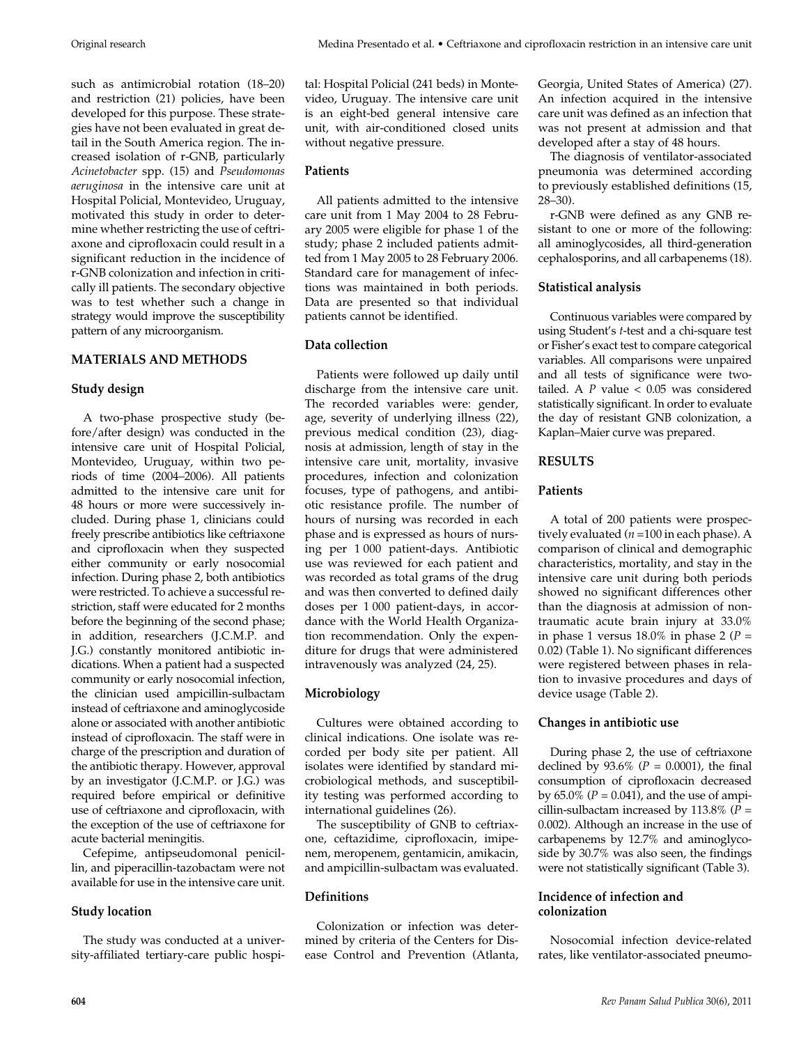such as antimicrobial rotation (18–20) and restriction (21) policies, have been developed for this purpose. These strategies have not been evaluated in great detail in the South America region. The increased isolation of r-GNB, particularly *Acinetobacter* spp. (15) and *Pseudomonas aeruginosa* in the intensive care unit at Hospital Policial, Montevideo, Uruguay, motivated this study in order to determine whether restricting the use of ceftriaxone and ciprofloxacin could result in a significant reduction in the incidence of r-GNB colonization and infection in critically ill patients. The secondary objective was to test whether such a change in strategy would improve the susceptibility pattern of any microorganism.

## MATERIALS AND METHODS

### Study design

A two-phase prospective study (before/after design) was conducted in the intensive care unit of Hospital Policial, Montevideo, Uruguay, within two periods of time (2004–2006). All patients admitted to the intensive care unit for 48 hours or more were successively included. During phase 1, clinicians could freely prescribe antibiotics like ceftriaxone and ciprofloxacin when they suspected either community or early nosocomial infection. During phase 2, both antibiotics were restricted. To achieve a successful restriction, staff were educated for 2 months before the beginning of the second phase; in addition, researchers (J.C.M.P. and J.G.) constantly monitored antibiotic indications. When a patient had a suspected community or early nosocomial infection, the clinician used ampicillin-sulbactam instead of ceftriaxone and aminoglycoside alone or associated with another antibiotic instead of ciprofloxacin. The staff were in charge of the prescription and duration of the antibiotic therapy. However, approval by an investigator (J.C.M.P. or J.G.) was required before empirical or definitive use of ceftriaxone and ciprofloxacin, with the exception of the use of ceftriaxone for acute bacterial meningitis.

Cefepime, antipseudomonal penicillin, and piperacillin-tazobactam were not available for use in the intensive care unit.

### Study location

The study was conducted at a university-affiliated tertiary-care public hospital: Hospital Policial (241 beds) in Montevideo, Uruguay. The intensive care unit is an eight-bed general intensive care unit, with air-conditioned closed units without negative pressure.

### Patients

All patients admitted to the intensive care unit from 1 May 2004 to 28 February 2005 were eligible for phase 1 of the study; phase 2 included patients admitted from 1 May 2005 to 28 February 2006. Standard care for management of infections was maintained in both periods. Data are presented so that individual patients cannot be identified.

### Data collection

Patients were followed up daily until discharge from the intensive care unit. The recorded variables were: gender, age, severity of underlying illness (22), previous medical condition (23), diagnosis at admission, length of stay in the intensive care unit, mortality, invasive procedures, infection and colonization focuses, type of pathogens, and antibiotic resistance profile. The number of hours of nursing was recorded in each phase and is expressed as hours of nursing per 1 000 patient-days. Antibiotic use was reviewed for each patient and was recorded as total grams of the drug and was then converted to defined daily doses per 1 000 patient-days, in accordance with the World Health Organization recommendation. Only the expenditure for drugs that were administered intravenously was analyzed (24, 25).

### Microbiology

Cultures were obtained according to clinical indications. One isolate was recorded per body site per patient. All isolates were identified by standard microbiological methods, and susceptibility testing was performed according to international guidelines (26).

The susceptibility of GNB to ceftriaxone, ceftazidime, ciprofloxacin, imipenem, meropenem, gentamicin, amikacin, and ampicillin-sulbactam was evaluated.

### Definitions

Colonization or infection was determined by criteria of the Centers for Disease Control and Prevention (Atlanta, Georgia, United States of America) (27). An infection acquired in the intensive care unit was defined as an infection that was not present at admission and that developed after a stay of 48 hours.

The diagnosis of ventilator-associated pneumonia was determined according to previously established definitions (15, 28–30).

r-GNB were defined as any GNB resistant to one or more of the following: all aminoglycosides, all third-generation cephalosporins, and all carbapenems (18).

### Statistical analysis

Continuous variables were compared by using Student's *t*-test and a chi-square test or Fisher's exact test to compare categorical variables. All comparisons were unpaired and all tests of significance were two-tailed. A $P$ value $< 0.05$ was considered statistically significant. In order to evaluate the day of resistant GNB colonization, a Kaplan–Maier curve was prepared.

## RESULTS

### Patients

A total of 200 patients were prospectively evaluated ($n$ =100 in each phase). A comparison of clinical and demographic characteristics, mortality, and stay in the intensive care unit during both periods showed no significant differences other than the diagnosis at admission of nontraumatic acute brain injury at 33.0% in phase 1 versus 18.0% in phase 2 ($P$ = 0.02) (Table 1). No significant differences were registered between phases in relation to invasive procedures and days of device usage (Table 2).

### Changes in antibiotic use

During phase 2, the use of ceftriaxone declined by 93.6% ($P$ = 0.0001), the final consumption of ciprofloxacin decreased by 65.0% ($P$ = 0.041), and the use of ampicillin-sulbactam increased by 113.8% ($P$ = 0.002). Although an increase in the use of carbapenems by 12.7% and aminoglycoside by 30.7% was also seen, the findings were not statistically significant (Table 3).

### Incidence of infection and colonization

Nosocomial infection device-related rates, like ventilator-associated pneumo-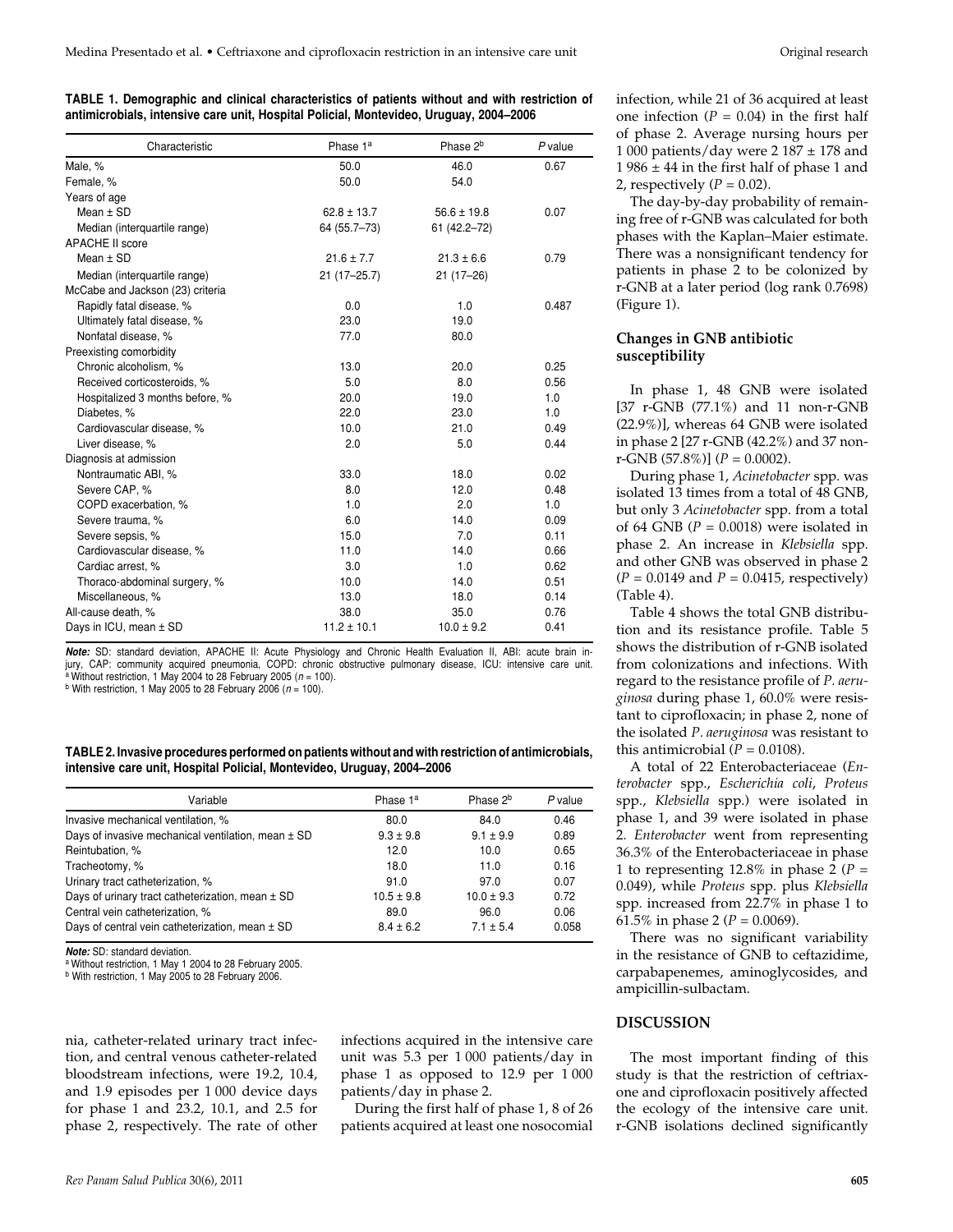**TABLE 1. Demographic and clinical characteristics of patients without and with restriction of antimicrobials, intensive care unit, Hospital Policial, Montevideo, Uruguay, 2004–2006**

| Characteristic | Phase 1[a] | Phase 2[b] | P value |
|---|---|---|---|
| Male, % | 50.0 | 46.0 | 0.67 |
| Female, % | 50.0 | 54.0 | |
| Years of age | | | |
| Mean ± SD | 62.8 ± 13.7 | 56.6 ± 19.8 | 0.07 |
| Median (interquartile range) | 64 (55.7–73) | 61 (42.2–72) | |
| APACHE II score | | | |
| Mean ± SD | 21.6 ± 7.7 | 21.3 ± 6.6 | 0.79 |
| Median (interquartile range) | 21 (17–25.7) | 21 (17–26) | |
| McCabe and Jackson (23) criteria | | | |
| Rapidly fatal disease, % | 0.0 | 1.0 | 0.487 |
| Ultimately fatal disease, % | 23.0 | 19.0 | |
| Nonfatal disease, % | 77.0 | 80.0 | |
| Preexisting comorbidity | | | |
| Chronic alcoholism, % | 13.0 | 20.0 | 0.25 |
| Received corticosteroids, % | 5.0 | 8.0 | 0.56 |
| Hospitalized 3 months before, % | 20.0 | 19.0 | 1.0 |
| Diabetes, % | 22.0 | 23.0 | 1.0 |
| Cardiovascular disease, % | 10.0 | 21.0 | 0.49 |
| Liver disease, % | 2.0 | 5.0 | 0.44 |
| Diagnosis at admission | | | |
| Nontraumatic ABI, % | 33.0 | 18.0 | 0.02 |
| Severe CAP, % | 8.0 | 12.0 | 0.48 |
| COPD exacerbation, % | 1.0 | 2.0 | 1.0 |
| Severe trauma, % | 6.0 | 14.0 | 0.09 |
| Severe sepsis, % | 15.0 | 7.0 | 0.11 |
| Cardiovascular disease, % | 11.0 | 14.0 | 0.66 |
| Cardiac arrest, % | 3.0 | 1.0 | 0.62 |
| Thoraco-abdominal surgery, % | 10.0 | 14.0 | 0.51 |
| Miscellaneous, % | 13.0 | 18.0 | 0.14 |
| All-cause death, % | 38.0 | 35.0 | 0.76 |
| Days in ICU, mean ± SD | 11.2 ± 10.1 | 10.0 ± 9.2 | 0.41 |

***Note:*** SD: standard deviation, APACHE II: Acute Physiology and Chronic Health Evaluation II, ABI: acute brain injury, CAP: community acquired pneumonia, COPD: chronic obstructive pulmonary disease, ICU: intensive care unit.
[a] Without restriction, 1 May 2004 to 28 February 2005 ($n$ = 100).
[b] With restriction, 1 May 2005 to 28 February 2006 ($n$ = 100).

**TABLE 2. Invasive procedures performed on patients without and with restriction of antimicrobials, intensive care unit, Hospital Policial, Montevideo, Uruguay, 2004–2006**

| Variable | Phase 1[a] | Phase 2[b] | P value |
|---|---|---|---|
| Invasive mechanical ventilation, % | 80.0 | 84.0 | 0.46 |
| Days of invasive mechanical ventilation, mean ± SD | 9.3 ± 9.8 | 9.1 ± 9.9 | 0.89 |
| Reintubation, % | 12.0 | 10.0 | 0.65 |
| Tracheotomy, % | 18.0 | 11.0 | 0.16 |
| Urinary tract catheterization, % | 91.0 | 97.0 | 0.07 |
| Days of urinary tract catheterization, mean ± SD | 10.5 ± 9.8 | 10.0 ± 9.3 | 0.72 |
| Central vein catheterization, % | 89.0 | 96.0 | 0.06 |
| Days of central vein catheterization, mean ± SD | 8.4 ± 6.2 | 7.1 ± 5.4 | 0.058 |

***Note:*** SD: standard deviation.
[a] Without restriction, 1 May 1 2004 to 28 February 2005.
[b] With restriction, 1 May 2005 to 28 February 2006.

nia, catheter-related urinary tract infection, and central venous catheter-related bloodstream infections, were 19.2, 10.4, and 1.9 episodes per 1 000 device days for phase 1 and 23.2, 10.1, and 2.5 for phase 2, respectively. The rate of other infections acquired in the intensive care unit was 5.3 per 1 000 patients/day in phase 1 as opposed to 12.9 per 1 000 patients/day in phase 2.

During the first half of phase 1, 8 of 26 patients acquired at least one nosocomial infection, while 21 of 36 acquired at least one infection ($P$ = 0.04) in the first half of phase 2. Average nursing hours per 1 000 patients/day were 2 187 ± 178 and 1 986 ± 44 in the first half of phase 1 and 2, respectively ($P$ = 0.02).

The day-by-day probability of remaining free of r-GNB was calculated for both phases with the Kaplan–Maier estimate. There was a nonsignificant tendency for patients in phase 2 to be colonized by r-GNB at a later period (log rank 0.7698) (Figure 1).

### Changes in GNB antibiotic susceptibility

In phase 1, 48 GNB were isolated [37 r-GNB (77.1%) and 11 non-r-GNB (22.9%)], whereas 64 GNB were isolated in phase 2 [27 r-GNB (42.2%) and 37 non-r-GNB (57.8%)] ($P$ = 0.0002).

During phase 1, *Acinetobacter* spp. was isolated 13 times from a total of 48 GNB, but only 3 *Acinetobacter* spp. from a total of 64 GNB ($P$ = 0.0018) were isolated in phase 2. An increase in *Klebsiella* spp. and other GNB was observed in phase 2 ($P$ = 0.0149 and $P$ = 0.0415, respectively) (Table 4).

Table 4 shows the total GNB distribution and its resistance profile. Table 5 shows the distribution of r-GNB isolated from colonizations and infections. With regard to the resistance profile of *P. aeruginosa* during phase 1, 60.0% were resistant to ciprofloxacin; in phase 2, none of the isolated *P. aeruginosa* was resistant to this antimicrobial ($P$ = 0.0108).

A total of 22 Enterobacteriaceae (*Enterobacter* spp., *Escherichia coli*, *Proteus* spp., *Klebsiella* spp.) were isolated in phase 1, and 39 were isolated in phase 2. *Enterobacter* went from representing 36.3% of the Enterobacteriaceae in phase 1 to representing 12.8% in phase 2 ($P$ = 0.049), while *Proteus* spp. plus *Klebsiella* spp. increased from 22.7% in phase 1 to 61.5% in phase 2 ($P$ = 0.0069).

There was no significant variability in the resistance of GNB to ceftazidime, carpabapenemes, aminoglycosides, and ampicillin-sulbactam.

## DISCUSSION

The most important finding of this study is that the restriction of ceftriaxone and ciprofloxacin positively affected the ecology of the intensive care unit. r-GNB isolations declined significantly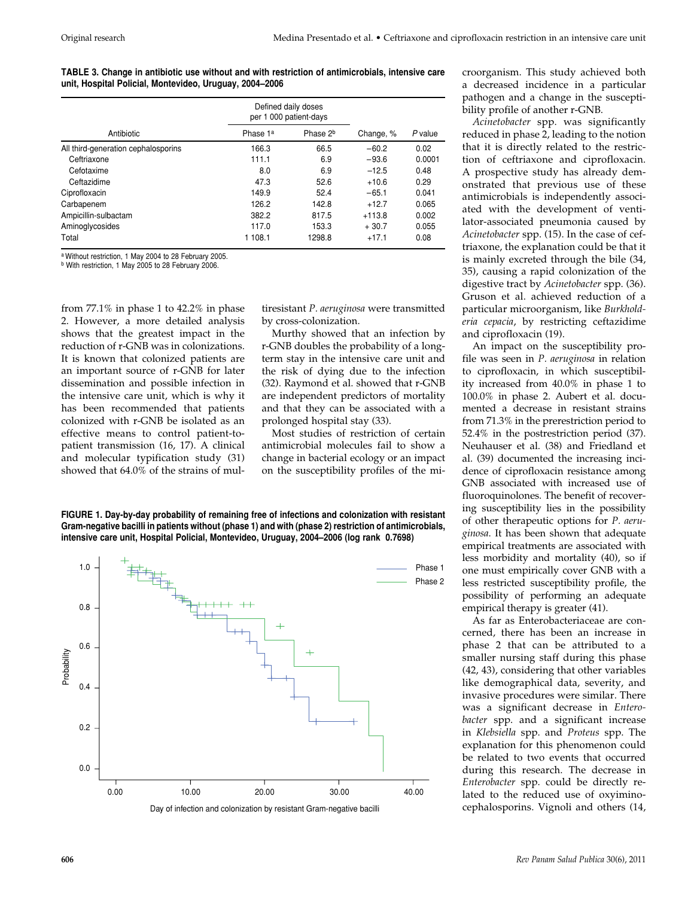TABLE 3. Change in antibiotic use without and with restriction of antimicrobials, intensive care unit, Hospital Policial, Montevideo, Uruguay, 2004–2006

| Antibiotic | Defined daily doses per 1 000 patient-days | | Change, % | *P* value |
|---|---|---|---|---|
| | Phase 1[a] | Phase 2[b] | | |
| All third-generation cephalosporins | 166.3 | 66.5 | −60.2 | 0.02 |
| Ceftriaxone | 111.1 | 6.9 | −93.6 | 0.0001 |
| Cefotaxime | 8.0 | 6.9 | −12.5 | 0.48 |
| Ceftazidime | 47.3 | 52.6 | +10.6 | 0.29 |
| Ciprofloxacin | 149.9 | 52.4 | −65.1 | 0.041 |
| Carbapenem | 126.2 | 142.8 | +12.7 | 0.065 |
| Ampicillin-sulbactam | 382.2 | 817.5 | +113.8 | 0.002 |
| Aminoglycosides | 117.0 | 153.3 | + 30.7 | 0.055 |
| Total | 1 108.1 | 1298.8 | +17.1 | 0.08 |

[a] Without restriction, 1 May 2004 to 28 February 2005.
[b] With restriction, 1 May 2005 to 28 February 2006.

from 77.1% in phase 1 to 42.2% in phase 2. However, a more detailed analysis shows that the greatest impact in the reduction of r-GNB was in colonizations. It is known that colonized patients are an important source of r-GNB for later dissemination and possible infection in the intensive care unit, which is why it has been recommended that patients colonized with r-GNB be isolated as an effective means to control patient-to-patient transmission (16, 17). A clinical and molecular typification study (31) showed that 64.0% of the strains of multiresistant *P. aeruginosa* were transmitted by cross-colonization.

Murthy showed that an infection by r-GNB doubles the probability of a long-term stay in the intensive care unit and the risk of dying due to the infection (32). Raymond et al. showed that r-GNB are independent predictors of mortality and that they can be associated with a prolonged hospital stay (33).

Most studies of restriction of certain antimicrobial molecules fail to show a change in bacterial ecology or an impact on the susceptibility profiles of the microorganism. This study achieved both a decreased incidence in a particular pathogen and a change in the susceptibility profile of another r-GNB.

*Acinetobacter* spp. was significantly reduced in phase 2, leading to the notion that it is directly related to the restriction of ceftriaxone and ciprofloxacin. A prospective study has already demonstrated that previous use of these antimicrobials is independently associated with the development of ventilator-associated pneumonia caused by *Acinetobacter* spp. (15). In the case of ceftriaxone, the explanation could be that it is mainly excreted through the bile (34, 35), causing a rapid colonization of the digestive tract by *Acinetobacter* spp. (36). Gruson et al. achieved reduction of a particular microorganism, like *Burkholderia cepacia*, by restricting ceftazidime and ciprofloxacin (19).

An impact on the susceptibility profile was seen in *P. aeruginosa* in relation to ciprofloxacin, in which susceptibility increased from 40.0% in phase 1 to 100.0% in phase 2. Aubert et al. documented a decrease in resistant strains from 71.3% in the prerestriction period to 52.4% in the postrestriction period (37). Neuhauser et al. (38) and Friedland et al. (39) documented the increasing incidence of ciprofloxacin resistance among GNB associated with increased use of fluoroquinolones. The benefit of recovering susceptibility lies in the possibility of other therapeutic options for *P. aeruginosa*. It has been shown that adequate empirical treatments are associated with less morbidity and mortality (40), so if one must empirically cover GNB with a less restricted susceptibility profile, the possibility of performing an adequate empirical therapy is greater (41).

As far as Enterobacteriaceae are concerned, there has been an increase in phase 2 that can be attributed to a smaller nursing staff during this phase (42, 43), considering that other variables like demographical data, severity, and invasive procedures were similar. There was a significant decrease in *Enterobacter* spp. and a significant increase in *Klebsiella* spp. and *Proteus* spp. The explanation for this phenomenon could be related to two events that occurred during this research. The decrease in *Enterobacter* spp. could be directly related to the reduced use of oxyimino-cephalosporins. Vignoli and others (14,

FIGURE 1. Day-by-day probability of remaining free of infections and colonization with resistant Gram-negative bacilli in patients without (phase 1) and with (phase 2) restriction of antimicrobials, intensive care unit, Hospital Policial, Montevideo, Uruguay, 2004–2006 (log rank 0.7698)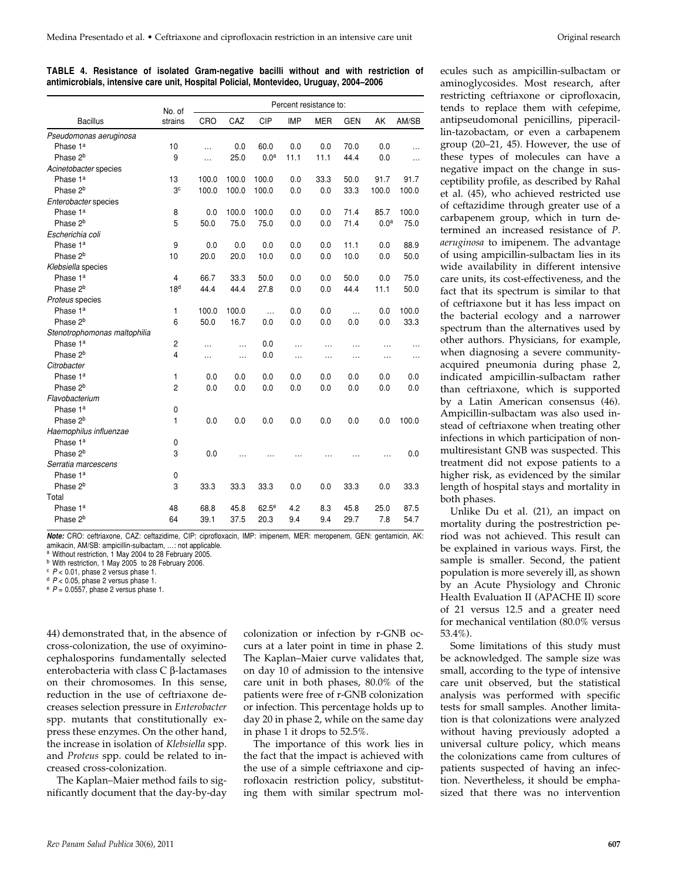**TABLE 4. Resistance of isolated Gram-negative bacilli without and with restriction of antimicrobials, intensive care unit, Hospital Policial, Montevideo, Uruguay, 2004–2006**

| Bacillus | No. of strains | Percent resistance to: | | | | | | | |
|---|---|---|---|---|---|---|---|---|---|
| | | CRO | CAZ | CIP | IMP | MER | GEN | AK | AM/SB |
| *Pseudomonas aeruginosa* | | | | | | | | | |
| Phase 1[a] | 10 | … | 0.0 | 60.0 | 0.0 | 0.0 | 70.0 | 0.0 | … |
| Phase 2[b] | 9 | … | 25.0 | 0.0[a] | 11.1 | 11.1 | 44.4 | 0.0 | … |
| *Acinetobacter* species | | | | | | | | | |
| Phase 1[a] | 13 | 100.0 | 100.0 | 100.0 | 0.0 | 33.3 | 50.0 | 91.7 | 91.7 |
| Phase 2[b] | 3[c] | 100.0 | 100.0 | 100.0 | 0.0 | 0.0 | 33.3 | 100.0 | 100.0 |
| *Enterobacter* species | | | | | | | | | |
| Phase 1[a] | 8 | 0.0 | 100.0 | 100.0 | 0.0 | 0.0 | 71.4 | 85.7 | 100.0 |
| Phase 2[b] | 5 | 50.0 | 75.0 | 75.0 | 0.0 | 0.0 | 71.4 | 0.0[a] | 75.0 |
| *Escherichia coli* | | | | | | | | | |
| Phase 1[a] | 9 | 0.0 | 0.0 | 0.0 | 0.0 | 0.0 | 11.1 | 0.0 | 88.9 |
| Phase 2[b] | 10 | 20.0 | 20.0 | 10.0 | 0.0 | 0.0 | 10.0 | 0.0 | 50.0 |
| *Klebsiella* species | | | | | | | | | |
| Phase 1[a] | 4 | 66.7 | 33.3 | 50.0 | 0.0 | 0.0 | 50.0 | 0.0 | 75.0 |
| Phase 2[b] | 18[d] | 44.4 | 44.4 | 27.8 | 0.0 | 0.0 | 44.4 | 11.1 | 50.0 |
| *Proteus* species | | | | | | | | | |
| Phase 1[a] | 1 | 100.0 | 100.0 | … | 0.0 | 0.0 | … | 0.0 | 100.0 |
| Phase 2[b] | 6 | 50.0 | 16.7 | 0.0 | 0.0 | 0.0 | 0.0 | 0.0 | 33.3 |
| *Stenotrophomonas maltophilia* | | | | | | | | | |
| Phase 1[a] | 2 | … | … | 0.0 | … | … | … | … | … |
| Phase 2[b] | 4 | … | … | 0.0 | … | … | … | … | … |
| *Citrobacter* | | | | | | | | | |
| Phase 1[a] | 1 | 0.0 | 0.0 | 0.0 | 0.0 | 0.0 | 0.0 | 0.0 | 0.0 |
| Phase 2[b] | 2 | 0.0 | 0.0 | 0.0 | 0.0 | 0.0 | 0.0 | 0.0 | 0.0 |
| *Flavobacterium* | | | | | | | | | |
| Phase 1[a] | 0 | | | | | | | | |
| Phase 2[b] | 1 | 0.0 | 0.0 | 0.0 | 0.0 | 0.0 | 0.0 | 0.0 | 100.0 |
| *Haemophilus influenzae* | | | | | | | | | |
| Phase 1[a] | 0 | | | | | | | | |
| Phase 2[b] | 3 | 0.0 | … | … | … | … | … | … | 0.0 |
| *Serratia marcescens* | | | | | | | | | |
| Phase 1[a] | 0 | | | | | | | | |
| Phase 2[b] | 3 | 33.3 | 33.3 | 33.3 | 0.0 | 0.0 | 33.3 | 0.0 | 33.3 |
| Total | | | | | | | | | |
| Phase 1[a] | 48 | 68.8 | 45.8 | 62.5[e] | 4.2 | 8.3 | 45.8 | 25.0 | 87.5 |
| Phase 2[b] | 64 | 39.1 | 37.5 | 20.3 | 9.4 | 9.4 | 29.7 | 7.8 | 54.7 |

***Note:*** CRO: ceftriaxone, CAZ: ceftazidime, CIP: ciprofloxacin, IMP: imipenem, MER: meropenem, GEN: gentamicin, AK: amikacin, AM/SB: ampicillin-sulbactam, …: not applicable.
[a] Without restriction, 1 May 2004 to 28 February 2005.
[b] With restriction, 1 May 2005 to 28 February 2006.
[c] $P < 0.01$, phase 2 versus phase 1.
[d] $P < 0.05$, phase 2 versus phase 1.
[e] $P = 0.0557$, phase 2 versus phase 1.

44) demonstrated that, in the absence of cross-colonization, the use of oxyiminocephalosporins fundamentally selected enterobacteria with class C β-lactamases on their chromosomes. In this sense, reduction in the use of ceftriaxone decreases selection pressure in *Enterobacter* spp. mutants that constitutionally express these enzymes. On the other hand, the increase in isolation of *Klebsiella* spp. and *Proteus* spp. could be related to increased cross-colonization.

The Kaplan–Maier method fails to significantly document that the day-by-day colonization or infection by r-GNB occurs at a later point in time in phase 2. The Kaplan–Maier curve validates that, on day 10 of admission to the intensive care unit in both phases, 80.0% of the patients were free of r-GNB colonization or infection. This percentage holds up to day 20 in phase 2, while on the same day in phase 1 it drops to 52.5%.

The importance of this work lies in the fact that the impact is achieved with the use of a simple ceftriaxone and ciprofloxacin restriction policy, substituting them with similar spectrum molecules such as ampicillin-sulbactam or aminoglycosides. Most research, after restricting ceftriaxone or ciprofloxacin, tends to replace them with cefepime, antipseudomonal penicillins, piperacillin-tazobactam, or even a carbapenem group (20–21, 45). However, the use of these types of molecules can have a negative impact on the change in susceptibility profile, as described by Rahal et al. (45), who achieved restricted use of ceftazidime through greater use of a carbapenem group, which in turn determined an increased resistance of *P. aeruginosa* to imipenem. The advantage of using ampicillin-sulbactam lies in its wide availability in different intensive care units, its cost-effectiveness, and the fact that its spectrum is similar to that of ceftriaxone but it has less impact on the bacterial ecology and a narrower spectrum than the alternatives used by other authors. Physicians, for example, when diagnosing a severe community-acquired pneumonia during phase 2, indicated ampicillin-sulbactam rather than ceftriaxone, which is supported by a Latin American consensus (46). Ampicillin-sulbactam was also used instead of ceftriaxone when treating other infections in which participation of non-multiresistant GNB was suspected. This treatment did not expose patients to a higher risk, as evidenced by the similar length of hospital stays and mortality in both phases.

Unlike Du et al. (21), an impact on mortality during the postrestriction period was not achieved. This result can be explained in various ways. First, the sample is smaller. Second, the patient population is more severely ill, as shown by an Acute Physiology and Chronic Health Evaluation II (APACHE II) score of 21 versus 12.5 and a greater need for mechanical ventilation (80.0% versus 53.4%).

Some limitations of this study must be acknowledged. The sample size was small, according to the type of intensive care unit observed, but the statistical analysis was performed with specific tests for small samples. Another limitation is that colonizations were analyzed without having previously adopted a universal culture policy, which means the colonizations came from cultures of patients suspected of having an infection. Nevertheless, it should be emphasized that there was no intervention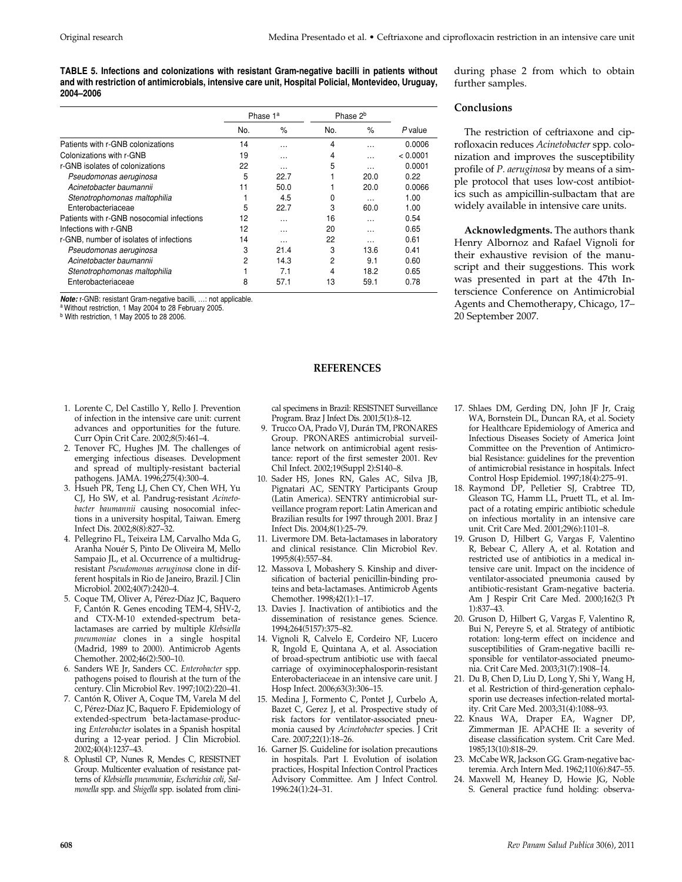**TABLE 5. Infections and colonizations with resistant Gram-negative bacilli in patients without and with restriction of antimicrobials, intensive care unit, Hospital Policial, Montevideo, Uruguay, 2004–2006**

| | Phase 1[a] | | Phase 2[b] | | |
|---|---|---|---|---|---|
| | No. | % | No. | % | *P* value |
| Patients with r-GNB colonizations | 14 | … | 4 | … | 0.0006 |
| Colonizations with r-GNB | 19 | … | 4 | … | < 0.0001 |
| r-GNB isolates of colonizations | 22 | … | 5 | … | 0.0001 |
| *Pseudomonas aeruginosa* | 5 | 22.7 | 1 | 20.0 | 0.22 |
| *Acinetobacter baumannii* | 11 | 50.0 | 1 | 20.0 | 0.0066 |
| *Stenotrophomonas maltophilia* | 1 | 4.5 | 0 | … | 1.00 |
| Enterobacteriaceae | 5 | 22.7 | 3 | 60.0 | 1.00 |
| Patients with r-GNB nosocomial infections | 12 | … | 16 | … | 0.54 |
| Infections with r-GNB | 12 | … | 20 | … | 0.65 |
| r-GNB, number of isolates of infections | 14 | … | 22 | … | 0.61 |
| *Pseudomonas aeruginosa* | 3 | 21.4 | 3 | 13.6 | 0.41 |
| *Acinetobacter baumannii* | 2 | 14.3 | 2 | 9.1 | 0.60 |
| *Stenotrophomonas maltophilia* | 1 | 7.1 | 4 | 18.2 | 0.65 |
| Enterobacteriaceae | 8 | 57.1 | 13 | 59.1 | 0.78 |

***Note:*** r-GNB: resistant Gram-negative bacilli, …: not applicable.
[a] Without restriction, 1 May 2004 to 28 February 2005.
[b] With restriction, 1 May 2005 to 28 2006.

during phase 2 from which to obtain further samples.

## Conclusions

The restriction of ceftriaxone and ciprofloxacin reduces *Acinetobacter* spp. colonization and improves the susceptibility profile of *P. aeruginosa* by means of a simple protocol that uses low-cost antibiotics such as ampicillin-sulbactam that are widely available in intensive care units.

**Acknowledgments.** The authors thank Henry Albornoz and Rafael Vignoli for their exhaustive revision of the manuscript and their suggestions. This work was presented in part at the 47th Interscience Conference on Antimicrobial Agents and Chemotherapy, Chicago, 17–20 September 2007.

## REFERENCES

1. Lorente C, Del Castillo Y, Rello J. Prevention of infection in the intensive care unit: current advances and opportunities for the future. Curr Opin Crit Care. 2002;8(5):461–4.
2. Tenover FC, Hughes JM. The challenges of emerging infectious diseases. Development and spread of multiply-resistant bacterial pathogens. JAMA. 1996;275(4):300–4.
3. Hsueh PR, Teng LJ, Chen CY, Chen WH, Yu CJ, Ho SW, et al. Pandrug-resistant *Acinetobacter baumannii* causing nosocomial infections in a university hospital, Taiwan. Emerg Infect Dis. 2002;8(8):827–32.
4. Pellegrino FL, Teixeira LM, Carvalho Mda G, Aranha Nouér S, Pinto De Oliveira M, Mello Sampaio JL, et al. Occurrence of a multidrug-resistant *Pseudomonas aeruginosa* clone in different hospitals in Rio de Janeiro, Brazil. J Clin Microbiol. 2002;40(7):2420–4.
5. Coque TM, Oliver A, Pérez-Díaz JC, Baquero F, Cantón R. Genes encoding TEM-4, SHV-2, and CTX-M-10 extended-spectrum beta-lactamases are carried by multiple *Klebsiella pneumoniae* clones in a single hospital (Madrid, 1989 to 2000). Antimicrob Agents Chemother. 2002;46(2):500–10.
6. Sanders WE Jr, Sanders CC. *Enterobacter* spp. pathogens poised to flourish at the turn of the century. Clin Microbiol Rev. 1997;10(2):220–41.
7. Cantón R, Oliver A, Coque TM, Varela M del C, Pérez-Díaz JC, Baquero F. Epidemiology of extended-spectrum beta-lactamase-producing *Enterobacter* isolates in a Spanish hospital during a 12-year period. J Clin Microbiol. 2002;40(4):1237–43.
8. Oplustil CP, Nunes R, Mendes C, RESISTNET Group. Multicenter evaluation of resistance patterns of *Klebsiella pneumoniae*, *Escherichia coli*, *Salmonella* spp. and *Shigella* spp. isolated from clinical specimens in Brazil: RESISTNET Surveillance Program. Braz J Infect Dis. 2001;5(1):8–12.
9. Trucco OA, Prado VJ, Durán TM, PRONARES Group. PRONARES antimicrobial surveillance network on antimicrobial agent resistance: report of the first semester 2001. Rev Chil Infect. 2002;19(Suppl 2):S140–8.
10. Sader HS, Jones RN, Gales AC, Silva JB, Pignatari AC, SENTRY Participants Group (Latin America). SENTRY antimicrobial surveillance program report: Latin American and Brazilian results for 1997 through 2001. Braz J Infect Dis. 2004;8(1):25–79.
11. Livermore DM. Beta-lactamases in laboratory and clinical resistance. Clin Microbiol Rev. 1995;8(4):557–84.
12. Massova I, Mobashery S. Kinship and diversification of bacterial penicillin-binding proteins and beta-lactamases. Antimicrob Agents Chemother. 1998;42(1):1–17.
13. Davies J. Inactivation of antibiotics and the dissemination of resistance genes. Science. 1994;264(5157):375–82.
14. Vignoli R, Calvelo E, Cordeiro NF, Lucero R, Ingold E, Quintana A, et al. Association of broad-spectrum antibiotic use with faecal carriage of oxyiminocephalosporin-resistant Enterobacteriaceae in an intensive care unit. J Hosp Infect. 2006;63(3):306–15.
15. Medina J, Formento C, Pontet J, Curbelo A, Bazet C, Gerez J, et al. Prospective study of risk factors for ventilator-associated pneumonia caused by *Acinetobacter* species. J Crit Care. 2007;22(1):18–26.
16. Garner JS. Guideline for isolation precautions in hospitals. Part I. Evolution of isolation practices, Hospital Infection Control Practices Advisory Committee. Am J Infect Control. 1996:24(1):24–31.
17. Shlaes DM, Gerding DN, John JF Jr, Craig WA, Bornstein DL, Duncan RA, et al. Society for Healthcare Epidemiology of America and Infectious Diseases Society of America Joint Committee on the Prevention of Antimicrobial Resistance: guidelines for the prevention of antimicrobial resistance in hospitals. Infect Control Hosp Epidemiol. 1997;18(4):275–91.
18. Raymond DP, Pelletier SJ, Crabtree TD, Gleason TG, Hamm LL, Pruett TL, et al. Impact of a rotating empiric antibiotic schedule on infectious mortality in an intensive care unit. Crit Care Med. 2001;29(6):1101–8.
19. Gruson D, Hilbert G, Vargas F, Valentino R, Bebear C, Allery A, et al. Rotation and restricted use of antibiotics in a medical intensive care unit. Impact on the incidence of ventilator-associated pneumonia caused by antibiotic-resistant Gram-negative bacteria. Am J Respir Crit Care Med. 2000;162(3 Pt 1):837–43.
20. Gruson D, Hilbert G, Vargas F, Valentino R, Bui N, Pereyre S, et al. Strategy of antibiotic rotation: long-term effect on incidence and susceptibilities of Gram-negative bacilli responsible for ventilator-associated pneumonia. Crit Care Med. 2003;31(7):1908–14.
21. Du B, Chen D, Liu D, Long Y, Shi Y, Wang H, et al. Restriction of third-generation cephalosporin use decreases infection-related mortality. Crit Care Med. 2003;31(4):1088–93.
22. Knaus WA, Draper EA, Wagner DP, Zimmerman JE. APACHE II: a severity of disease classification system. Crit Care Med. 1985;13(10):818–29.
23. McCabe WR, Jackson GG. Gram-negative bacteremia. Arch Intern Med. 1962;110(6):847–55.
24. Maxwell M, Heaney D, Howie JG, Noble S. General practice fund holding: observa-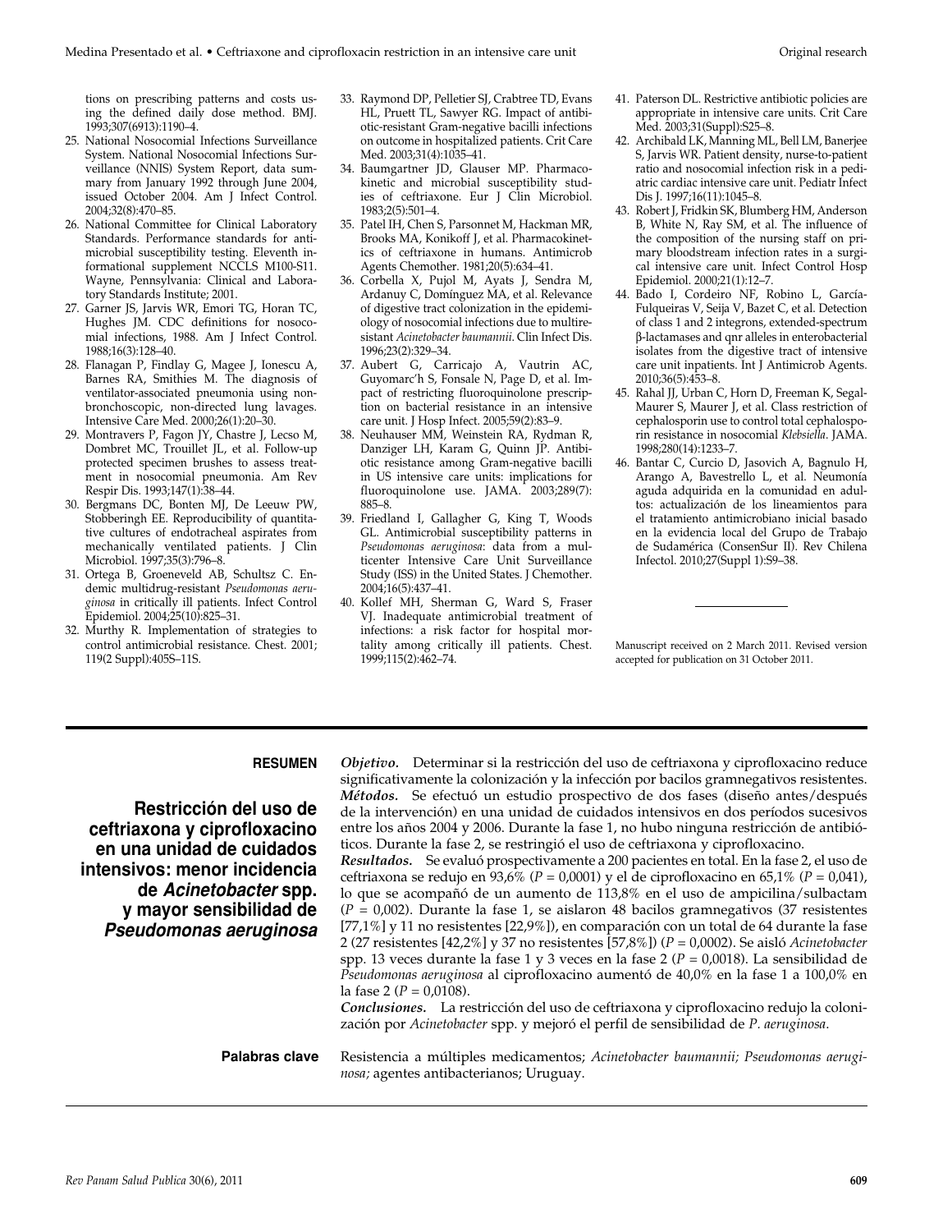tions on prescribing patterns and costs using the defined daily dose method. BMJ. 1993;307(6913):1190–4.

25. National Nosocomial Infections Surveillance System. National Nosocomial Infections Surveillance (NNIS) System Report, data summary from January 1992 through June 2004, issued October 2004. Am J Infect Control. 2004;32(8):470–85.
26. National Committee for Clinical Laboratory Standards. Performance standards for antimicrobial susceptibility testing. Eleventh informational supplement NCCLS M100-S11. Wayne, Pennsylvania: Clinical and Laboratory Standards Institute; 2001.
27. Garner JS, Jarvis WR, Emori TG, Horan TC, Hughes JM. CDC definitions for nosocomial infections, 1988. Am J Infect Control. 1988;16(3):128–40.
28. Flanagan P, Findlay G, Magee J, Ionescu A, Barnes RA, Smithies M. The diagnosis of ventilator-associated pneumonia using non-bronchoscopic, non-directed lung lavages. Intensive Care Med. 2000;26(1):20–30.
29. Montravers P, Fagon JY, Chastre J, Lecso M, Dombret MC, Trouillet JL, et al. Follow-up protected specimen brushes to assess treatment in nosocomial pneumonia. Am Rev Respir Dis. 1993;147(1):38–44.
30. Bergmans DC, Bonten MJ, De Leeuw PW, Stobberingh EE. Reproducibility of quantitative cultures of endotracheal aspirates from mechanically ventilated patients. J Clin Microbiol. 1997;35(3):796–8.
31. Ortega B, Groeneveld AB, Schultsz C. Endemic multidrug-resistant *Pseudomonas aeruginosa* in critically ill patients. Infect Control Epidemiol. 2004;25(10):825–31.
32. Murthy R. Implementation of strategies to control antimicrobial resistance. Chest. 2001; 119(2 Suppl):405S–11S.
33. Raymond DP, Pelletier SJ, Crabtree TD, Evans HL, Pruett TL, Sawyer RG. Impact of antibiotic-resistant Gram-negative bacilli infections on outcome in hospitalized patients. Crit Care Med. 2003;31(4):1035–41.
34. Baumgartner JD, Glauser MP. Pharmacokinetic and microbial susceptibility studies of ceftriaxone. Eur J Clin Microbiol. 1983;2(5):501–4.
35. Patel IH, Chen S, Parsonnet M, Hackman MR, Brooks MA, Konikoff J, et al. Pharmacokinetics of ceftriaxone in humans. Antimicrob Agents Chemother. 1981;20(5):634–41.
36. Corbella X, Pujol M, Ayats J, Sendra M, Ardanuy C, Domínguez MA, et al. Relevance of digestive tract colonization in the epidemiology of nosocomial infections due to multiresistant *Acinetobacter baumannii*. Clin Infect Dis. 1996;23(2):329–34.
37. Aubert G, Carricajo A, Vautrin AC, Guyomarc'h S, Fonsale N, Page D, et al. Impact of restricting fluoroquinolone prescription on bacterial resistance in an intensive care unit. J Hosp Infect. 2005;59(2):83–9.
38. Neuhauser MM, Weinstein RA, Rydman R, Danziger LH, Karam G, Quinn JP. Antibiotic resistance among Gram-negative bacilli in US intensive care units: implications for fluoroquinolone use. JAMA. 2003;289(7): 885–8.
39. Friedland I, Gallagher G, King T, Woods GL. Antimicrobial susceptibility patterns in *Pseudomonas aeruginosa*: data from a multicenter Intensive Care Unit Surveillance Study (ISS) in the United States. J Chemother. 2004;16(5):437–41.
40. Kollef MH, Sherman G, Ward S, Fraser VJ. Inadequate antimicrobial treatment of infections: a risk factor for hospital mortality among critically ill patients. Chest. 1999;115(2):462–74.
41. Paterson DL. Restrictive antibiotic policies are appropriate in intensive care units. Crit Care Med. 2003;31(Suppl):S25–8.
42. Archibald LK, Manning ML, Bell LM, Banerjee S, Jarvis WR. Patient density, nurse-to-patient ratio and nosocomial infection risk in a pediatric cardiac intensive care unit. Pediatr Infect Dis J. 1997;16(11):1045–8.
43. Robert J, Fridkin SK, Blumberg HM, Anderson B, White N, Ray SM, et al. The influence of the composition of the nursing staff on primary bloodstream infection rates in a surgical intensive care unit. Infect Control Hosp Epidemiol. 2000;21(1):12–7.
44. Bado I, Cordeiro NF, Robino L, García-Fulqueiras V, Seija V, Bazet C, et al. Detection of class 1 and 2 integrons, extended-spectrum β-lactamases and qnr alleles in enterobacterial isolates from the digestive tract of intensive care unit inpatients. Int J Antimicrob Agents. 2010;36(5):453–8.
45. Rahal JJ, Urban C, Horn D, Freeman K, Segal-Maurer S, Maurer J, et al. Class restriction of cephalosporin use to control total cephalosporin resistance in nosocomial *Klebsiella*. JAMA. 1998;280(14):1233–7.
46. Bantar C, Curcio D, Jasovich A, Bagnulo H, Arango A, Bavestrello L, et al. Neumonía aguda adquirida en la comunidad en adultos: actualización de los lineamientos para el tratamiento antimicrobiano inicial basado en la evidencia local del Grupo de Trabajo de Sudamérica (ConsenSur II). Rev Chilena Infectol. 2010;27(Suppl 1):S9–38.

Manuscript received on 2 March 2011. Revised version accepted for publication on 31 October 2011.

---

**RESUMEN**

## Restricción del uso de ceftriaxona y ciprofloxacino en una unidad de cuidados intensivos: menor incidencia de *Acinetobacter* spp. y mayor sensibilidad de *Pseudomonas aeruginosa*

***Objetivo.*** Determinar si la restricción del uso de ceftriaxona y ciprofloxacino reduce significativamente la colonización y la infección por bacilos gramnegativos resistentes.
***Métodos.*** Se efectuó un estudio prospectivo de dos fases (diseño antes/después de la intervención) en una unidad de cuidados intensivos en dos períodos sucesivos entre los años 2004 y 2006. Durante la fase 1, no hubo ninguna restricción de antibióticos. Durante la fase 2, se restringió el uso de ceftriaxona y ciprofloxacino.
***Resultados.*** Se evaluó prospectivamente a 200 pacientes en total. En la fase 2, el uso de ceftriaxona se redujo en 93,6% ($P$ = 0,0001) y el de ciprofloxacino en 65,1% ($P$ = 0,041), lo que se acompañó de un aumento de 113,8% en el uso de ampicilina/sulbactam ($P$ = 0,002). Durante la fase 1, se aislaron 48 bacilos gramnegativos (37 resistentes [77,1%] y 11 no resistentes [22,9%]), en comparación con un total de 64 durante la fase 2 (27 resistentes [42,2%] y 37 no resistentes [57,8%]) ($P$ = 0,0002). Se aisló *Acinetobacter* spp. 13 veces durante la fase 1 y 3 veces en la fase 2 ($P$ = 0,0018). La sensibilidad de *Pseudomonas aeruginosa* al ciprofloxacino aumentó de 40,0% en la fase 1 a 100,0% en la fase 2 ($P$ = 0,0108).
***Conclusiones.*** La restricción del uso de ceftriaxona y ciprofloxacino redujo la colonización por *Acinetobacter* spp. y mejoró el perfil de sensibilidad de *P. aeruginosa*.

**Palabras clave** Resistencia a múltiples medicamentos; *Acinetobacter baumannii; Pseudomonas aeruginosa;* agentes antibacterianos; Uruguay.